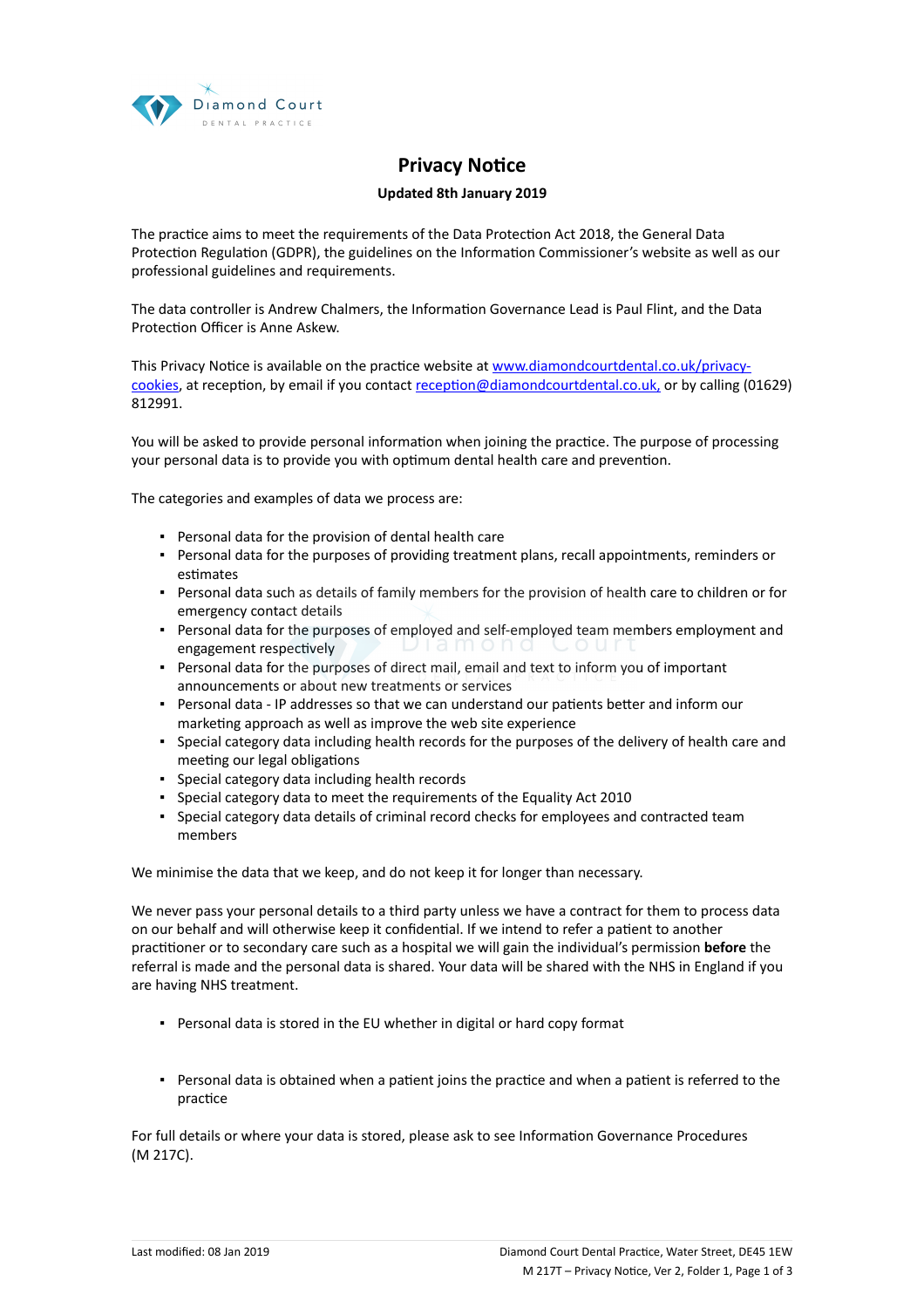# Privacy Notice

**Updated 8th January 2019**

The practice aims to meet the requirements of the Data Protection Act 2018, the General Data Protection Regulation (GDPR), the guidelines on the Information Commissioner's website as well as our professional guidelines and requirements.

The data controller is Andrew Chalmers, the Information Governance Lead is Paul Flint, and the Data Protection Officer is Anne Askew.

This Privacy Notice is available on the practice website at [www.diamondcourtdental.co.uk/privacy-cookies](www.diamondcourtdental.co.uk/privacy-cookies), at reception, by email if you contact [reception@diamondcourtdental.co.uk,](mailto:reception@diamondcourtdental.co.uk) or by calling (01629) 812991.

You will be asked to provide personal information when joining the practice. The purpose of processing your personal data is to provide you with optimum dental health care and prevention.

The categories and examples of data we process are:

- Personal data for the provision of dental health care
- Personal data for the purposes of providing treatment plans, recall appointments, reminders or estimates
- Personal data such as details of family members for the provision of health care to children or for emergency contact details
- Personal data for the purposes of employed and self-employed team members employment and engagement respectively
- Personal data for the purposes of direct mail, email and text to inform you of important announcements or about new treatments or services
- Personal data - IP addresses so that we can understand our patients better and inform our marketing approach as well as improve the web site experience
- Special category data including health records for the purposes of the delivery of health care and meeting our legal obligations
- Special category data including health records
- Special category data to meet the requirements of the Equality Act 2010
- Special category data details of criminal record checks for employees and contracted team members

We minimise the data that we keep, and do not keep it for longer than necessary.

We never pass your personal details to a third party unless we have a contract for them to process data on our behalf and will otherwise keep it confidential. If we intend to refer a patient to another practitioner or to secondary care such as a hospital we will gain the individual's permission **before** the referral is made and the personal data is shared. Your data will be shared with the NHS in England if you are having NHS treatment.

- Personal data is stored in the EU whether in digital or hard copy format

- Personal data is obtained when a patient joins the practice and when a patient is referred to the practice

For full details or where your data is stored, please ask to see Information Governance Procedures (M 217C).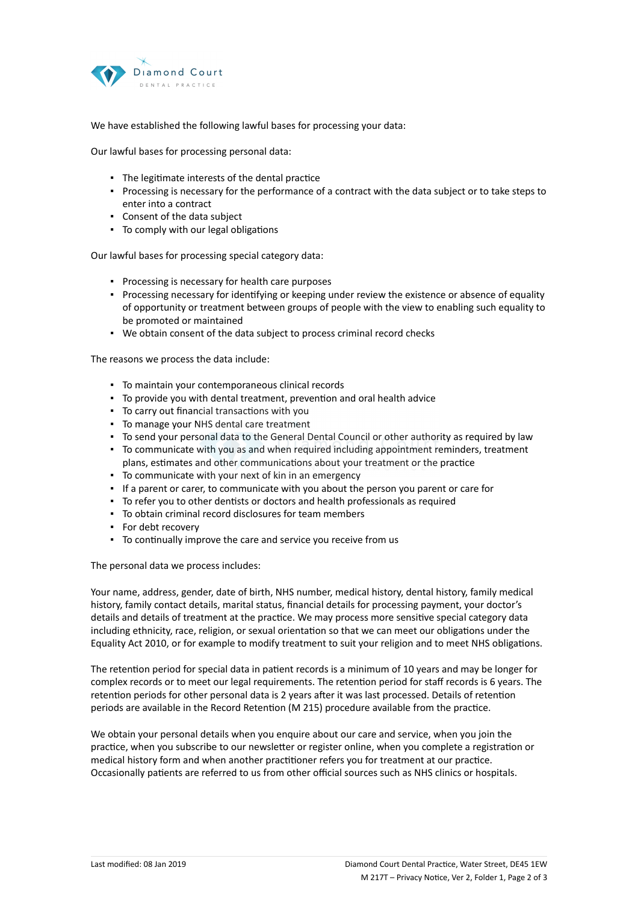We have established the following lawful bases for processing your data:

Our lawful bases for processing personal data:

- The legitimate interests of the dental practice
- Processing is necessary for the performance of a contract with the data subject or to take steps to enter into a contract
- Consent of the data subject
- To comply with our legal obligations

Our lawful bases for processing special category data:

- Processing is necessary for health care purposes
- Processing necessary for identifying or keeping under review the existence or absence of equality of opportunity or treatment between groups of people with the view to enabling such equality to be promoted or maintained
- We obtain consent of the data subject to process criminal record checks

The reasons we process the data include:

- To maintain your contemporaneous clinical records
- To provide you with dental treatment, prevention and oral health advice
- To carry out financial transactions with you
- To manage your NHS dental care treatment
- To send your personal data to the General Dental Council or other authority as required by law
- To communicate with you as and when required including appointment reminders, treatment plans, estimates and other communications about your treatment or the practice
- To communicate with your next of kin in an emergency
- If a parent or carer, to communicate with you about the person you parent or care for
- To refer you to other dentists or doctors and health professionals as required
- To obtain criminal record disclosures for team members
- For debt recovery
- To continually improve the care and service you receive from us

The personal data we process includes:

Your name, address, gender, date of birth, NHS number, medical history, dental history, family medical history, family contact details, marital status, financial details for processing payment, your doctor's details and details of treatment at the practice. We may process more sensitive special category data including ethnicity, race, religion, or sexual orientation so that we can meet our obligations under the Equality Act 2010, or for example to modify treatment to suit your religion and to meet NHS obligations.

The retention period for special data in patient records is a minimum of 10 years and may be longer for complex records or to meet our legal requirements. The retention period for staff records is 6 years. The retention periods for other personal data is 2 years after it was last processed. Details of retention periods are available in the Record Retention (M 215) procedure available from the practice.

We obtain your personal details when you enquire about our care and service, when you join the practice, when you subscribe to our newsletter or register online, when you complete a registration or medical history form and when another practitioner refers you for treatment at our practice. Occasionally patients are referred to us from other official sources such as NHS clinics or hospitals.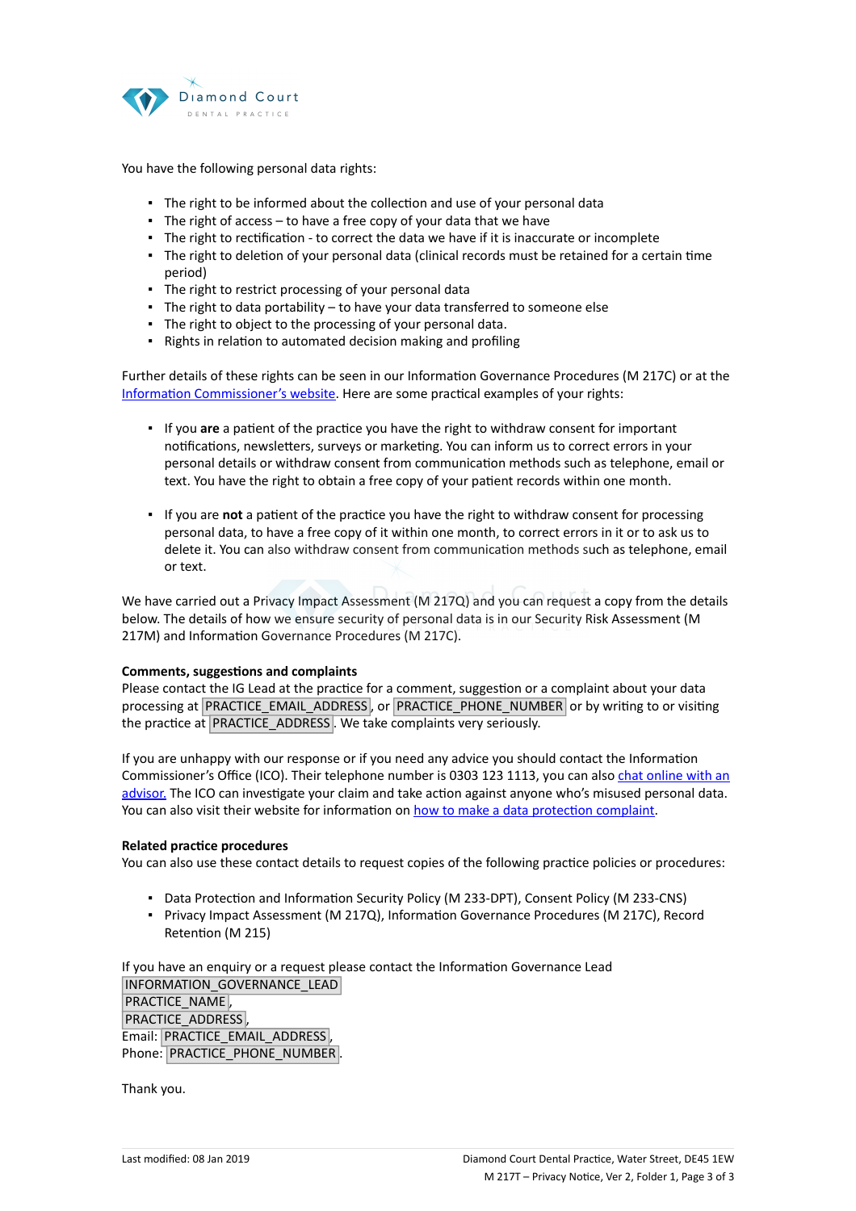You have the following personal data rights:

- The right to be informed about the collection and use of your personal data
- The right of access – to have a free copy of your data that we have
- The right to rectification - to correct the data we have if it is inaccurate or incomplete
- The right to deletion of your personal data (clinical records must be retained for a certain time period)
- The right to restrict processing of your personal data
- The right to data portability – to have your data transferred to someone else
- The right to object to the processing of your personal data.
- Rights in relation to automated decision making and profiling

Further details of these rights can be seen in our Information Governance Procedures (M 217C) or at the Information Commissioner's website. Here are some practical examples of your rights:

- If you **are** a patient of the practice you have the right to withdraw consent for important notifications, newsletters, surveys or marketing. You can inform us to correct errors in your personal details or withdraw consent from communication methods such as telephone, email or text. You have the right to obtain a free copy of your patient records within one month.

- If you are **not** a patient of the practice you have the right to withdraw consent for processing personal data, to have a free copy of it within one month, to correct errors in it or to ask us to delete it. You can also withdraw consent from communication methods such as telephone, email or text.

We have carried out a Privacy Impact Assessment (M 217Q) and you can request a copy from the details below. The details of how we ensure security of personal data is in our Security Risk Assessment (M 217M) and Information Governance Procedures (M 217C).

**Comments, suggestions and complaints**
Please contact the IG Lead at the practice for a comment, suggestion or a complaint about your data processing at PRACTICE_EMAIL_ADDRESS, or PRACTICE_PHONE_NUMBER or by writing to or visiting the practice at PRACTICE_ADDRESS. We take complaints very seriously.

If you are unhappy with our response or if you need any advice you should contact the Information Commissioner's Office (ICO). Their telephone number is 0303 123 1113, you can also chat online with an advisor. The ICO can investigate your claim and take action against anyone who's misused personal data. You can also visit their website for information on how to make a data protection complaint.

**Related practice procedures**
You can also use these contact details to request copies of the following practice policies or procedures:

- Data Protection and Information Security Policy (M 233-DPT), Consent Policy (M 233-CNS)
- Privacy Impact Assessment (M 217Q), Information Governance Procedures (M 217C), Record Retention (M 215)

If you have an enquiry or a request please contact the Information Governance Lead
INFORMATION_GOVERNANCE_LEAD
PRACTICE_NAME,
PRACTICE_ADDRESS,
Email: PRACTICE_EMAIL_ADDRESS,
Phone: PRACTICE_PHONE_NUMBER.

Thank you.